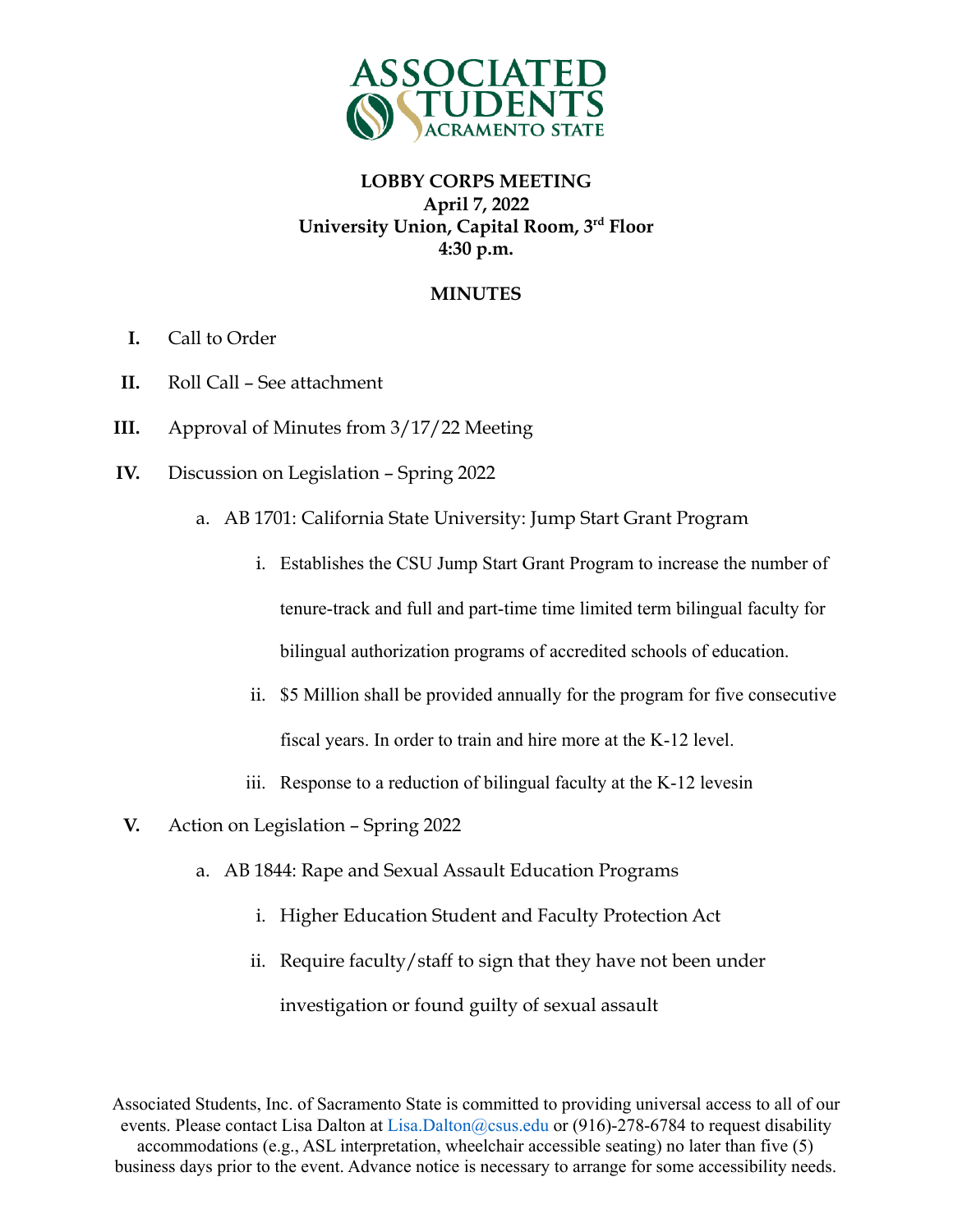**LOBBY CORPS MEETING**
**April 7, 2022**
**University Union, Capital Room, 3rd Floor**
**4:30 p.m.**

**MINUTES**

I. Call to Order

II. Roll Call – See attachment

III. Approval of Minutes from 3/17/22 Meeting

IV. Discussion on Legislation – Spring 2022

   a. AB 1701: California State University: Jump Start Grant Program

      i. Establishes the CSU Jump Start Grant Program to increase the number of tenure-track and full and part-time time limited term bilingual faculty for bilingual authorization programs of accredited schools of education.

      ii. $5 Million shall be provided annually for the program for five consecutive fiscal years. In order to train and hire more at the K-12 level.

      iii. Response to a reduction of bilingual faculty at the K-12 levesin

V. Action on Legislation – Spring 2022

   a. AB 1844: Rape and Sexual Assault Education Programs

      i. Higher Education Student and Faculty Protection Act

      ii. Require faculty/staff to sign that they have not been under investigation or found guilty of sexual assault

Associated Students, Inc. of Sacramento State is committed to providing universal access to all of our events. Please contact Lisa Dalton at Lisa.Dalton@csus.edu or (916)-278-6784 to request disability accommodations (e.g., ASL interpretation, wheelchair accessible seating) no later than five (5) business days prior to the event. Advance notice is necessary to arrange for some accessibility needs.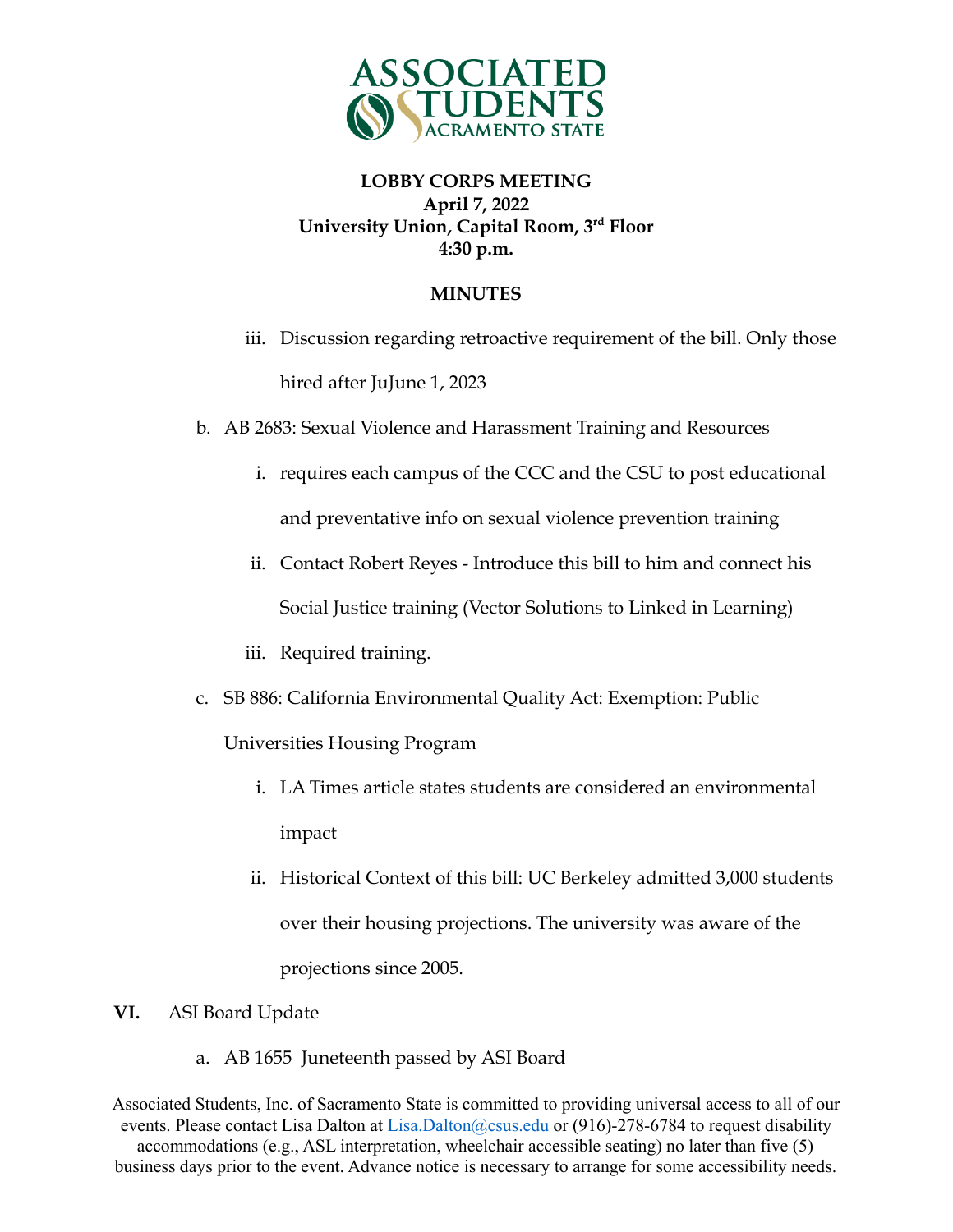**LOBBY CORPS MEETING**
**April 7, 2022**
**University Union, Capital Room, 3rd Floor**
**4:30 p.m.**

**MINUTES**

iii. Discussion regarding retroactive requirement of the bill. Only those hired after JuJune 1, 2023

b. AB 2683: Sexual Violence and Harassment Training and Resources

i. requires each campus of the CCC and the CSU to post educational and preventative info on sexual violence prevention training

ii. Contact Robert Reyes - Introduce this bill to him and connect his Social Justice training (Vector Solutions to Linked in Learning)

iii. Required training.

c. SB 886: California Environmental Quality Act: Exemption: Public Universities Housing Program

i. LA Times article states students are considered an environmental impact

ii. Historical Context of this bill: UC Berkeley admitted 3,000 students over their housing projections. The university was aware of the projections since 2005.

**VI.** ASI Board Update

a. AB 1655 Juneteenth passed by ASI Board

Associated Students, Inc. of Sacramento State is committed to providing universal access to all of our events. Please contact Lisa Dalton at Lisa.Dalton@csus.edu or (916)-278-6784 to request disability accommodations (e.g., ASL interpretation, wheelchair accessible seating) no later than five (5) business days prior to the event. Advance notice is necessary to arrange for some accessibility needs.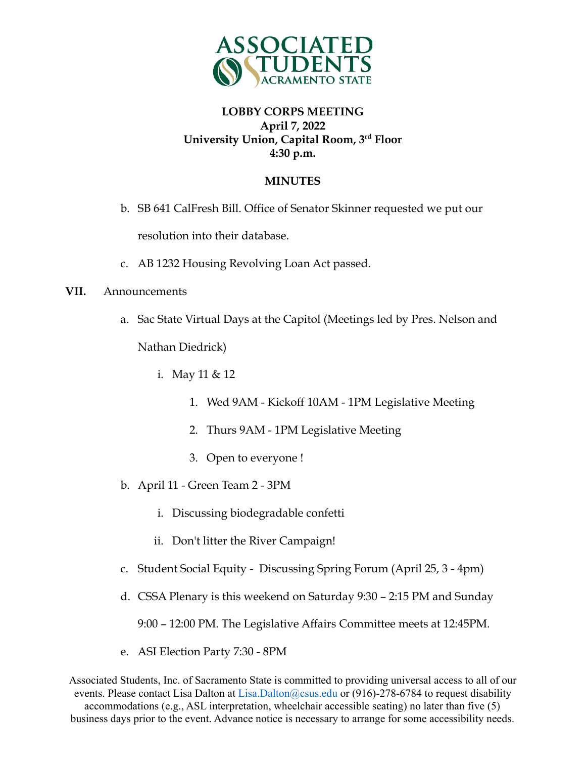**ASSOCIATED STUDENTS SACRAMENTO STATE**

**LOBBY CORPS MEETING**
**April 7, 2022**
**University Union, Capital Room, 3rd Floor**
**4:30 p.m.**

**MINUTES**

   b. SB 641 CalFresh Bill. Office of Senator Skinner requested we put our resolution into their database.

   c. AB 1232 Housing Revolving Loan Act passed.

**VII.** Announcements

   a. Sac State Virtual Days at the Capitol (Meetings led by Pres. Nelson and Nathan Diedrick)

      i. May 11 & 12

         1. Wed 9AM - Kickoff 10AM - 1PM Legislative Meeting

         2. Thurs 9AM - 1PM Legislative Meeting

         3. Open to everyone !

   b. April 11 - Green Team 2 - 3PM

      i. Discussing biodegradable confetti

      ii. Don't litter the River Campaign!

   c. Student Social Equity - Discussing Spring Forum (April 25, 3 - 4pm)

   d. CSSA Plenary is this weekend on Saturday 9:30 – 2:15 PM and Sunday 9:00 – 12:00 PM. The Legislative Affairs Committee meets at 12:45PM.

   e. ASI Election Party 7:30 - 8PM

Associated Students, Inc. of Sacramento State is committed to providing universal access to all of our events. Please contact Lisa Dalton at Lisa.Dalton@csus.edu or (916)-278-6784 to request disability accommodations (e.g., ASL interpretation, wheelchair accessible seating) no later than five (5) business days prior to the event. Advance notice is necessary to arrange for some accessibility needs.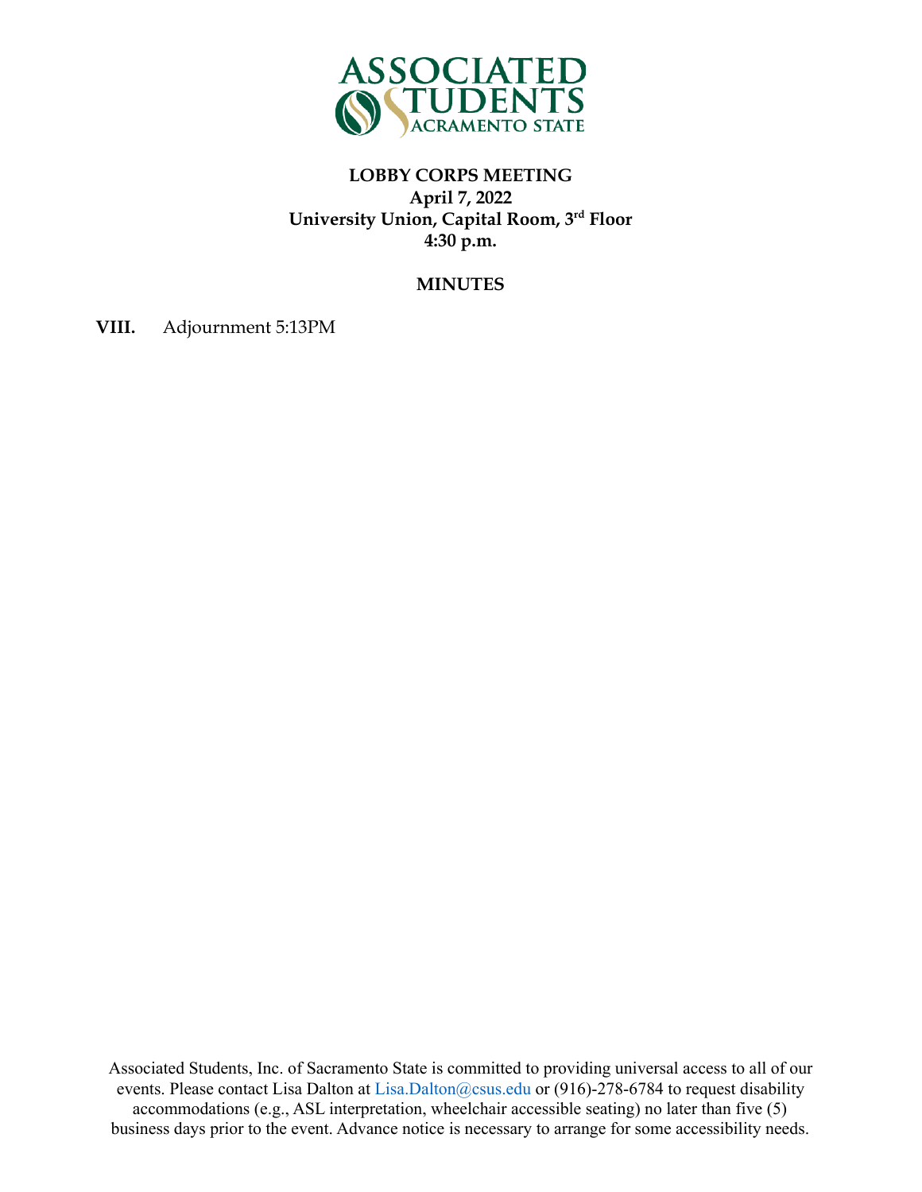**LOBBY CORPS MEETING**
**April 7, 2022**
**University Union, Capital Room, 3rd Floor**
**4:30 p.m.**

**MINUTES**

**VIII.** Adjournment 5:13PM

Associated Students, Inc. of Sacramento State is committed to providing universal access to all of our events. Please contact Lisa Dalton at Lisa.Dalton@csus.edu or (916)-278-6784 to request disability accommodations (e.g., ASL interpretation, wheelchair accessible seating) no later than five (5) business days prior to the event. Advance notice is necessary to arrange for some accessibility needs.